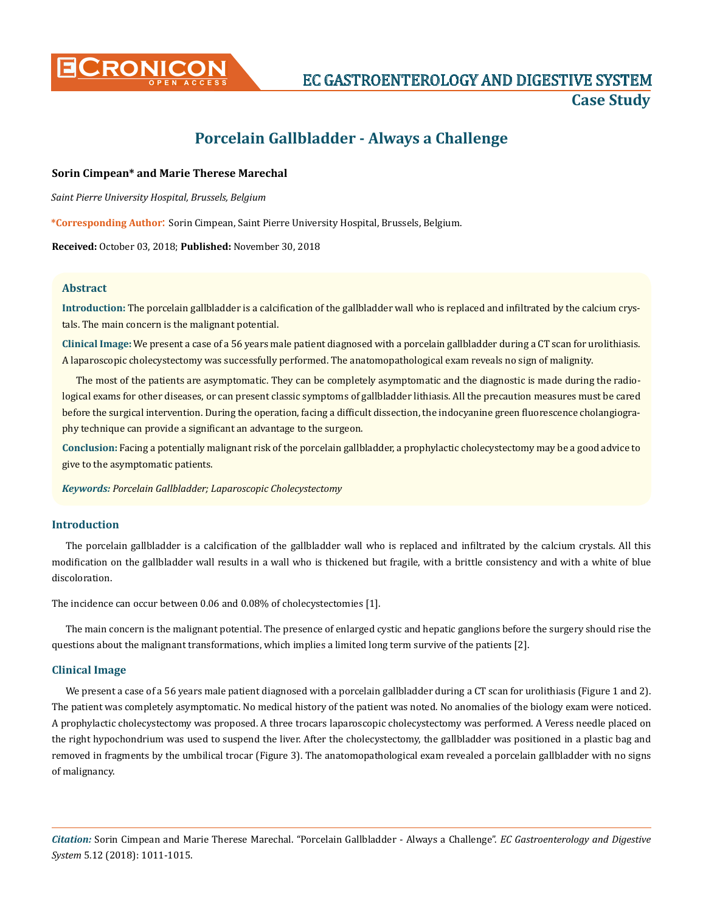# Porcelain Gallbladder - Always a Challenge

**Sorin Cimpean* and Marie Therese Marechal**

*Saint Pierre University Hospital, Brussels, Belgium*

***Corresponding Author:** Sorin Cimpean, Saint Pierre University Hospital, Brussels, Belgium.

**Received:** October 03, 2018; **Published:** November 30, 2018

## Abstract

**Introduction:** The porcelain gallbladder is a calcification of the gallbladder wall who is replaced and infiltrated by the calcium crystals. The main concern is the malignant potential.

**Clinical Image:** We present a case of a 56 years male patient diagnosed with a porcelain gallbladder during a CT scan for urolithiasis. A laparoscopic cholecystectomy was successfully performed. The anatomopathological exam reveals no sign of malignity.

The most of the patients are asymptomatic. They can be completely asymptomatic and the diagnostic is made during the radiological exams for other diseases, or can present classic symptoms of gallbladder lithiasis. All the precaution measures must be cared before the surgical intervention. During the operation, facing a difficult dissection, the indocyanine green fluorescence cholangiography technique can provide a significant an advantage to the surgeon.

**Conclusion:** Facing a potentially malignant risk of the porcelain gallbladder, a prophylactic cholecystectomy may be a good advice to give to the asymptomatic patients.

***Keywords:*** *Porcelain Gallbladder; Laparoscopic Cholecystectomy*

## Introduction

The porcelain gallbladder is a calcification of the gallbladder wall who is replaced and infiltrated by the calcium crystals. All this modification on the gallbladder wall results in a wall who is thickened but fragile, with a brittle consistency and with a white of blue discoloration.

The incidence can occur between 0.06 and 0.08% of cholecystectomies [1].

The main concern is the malignant potential. The presence of enlarged cystic and hepatic ganglions before the surgery should rise the questions about the malignant transformations, which implies a limited long term survive of the patients [2].

## Clinical Image

We present a case of a 56 years male patient diagnosed with a porcelain gallbladder during a CT scan for urolithiasis (Figure 1 and 2). The patient was completely asymptomatic. No medical history of the patient was noted. No anomalies of the biology exam were noticed. A prophylactic cholecystectomy was proposed. A three trocars laparoscopic cholecystectomy was performed. A Veress needle placed on the right hypochondrium was used to suspend the liver. After the cholecystectomy, the gallbladder was positioned in a plastic bag and removed in fragments by the umbilical trocar (Figure 3). The anatomopathological exam revealed a porcelain gallbladder with no signs of malignancy.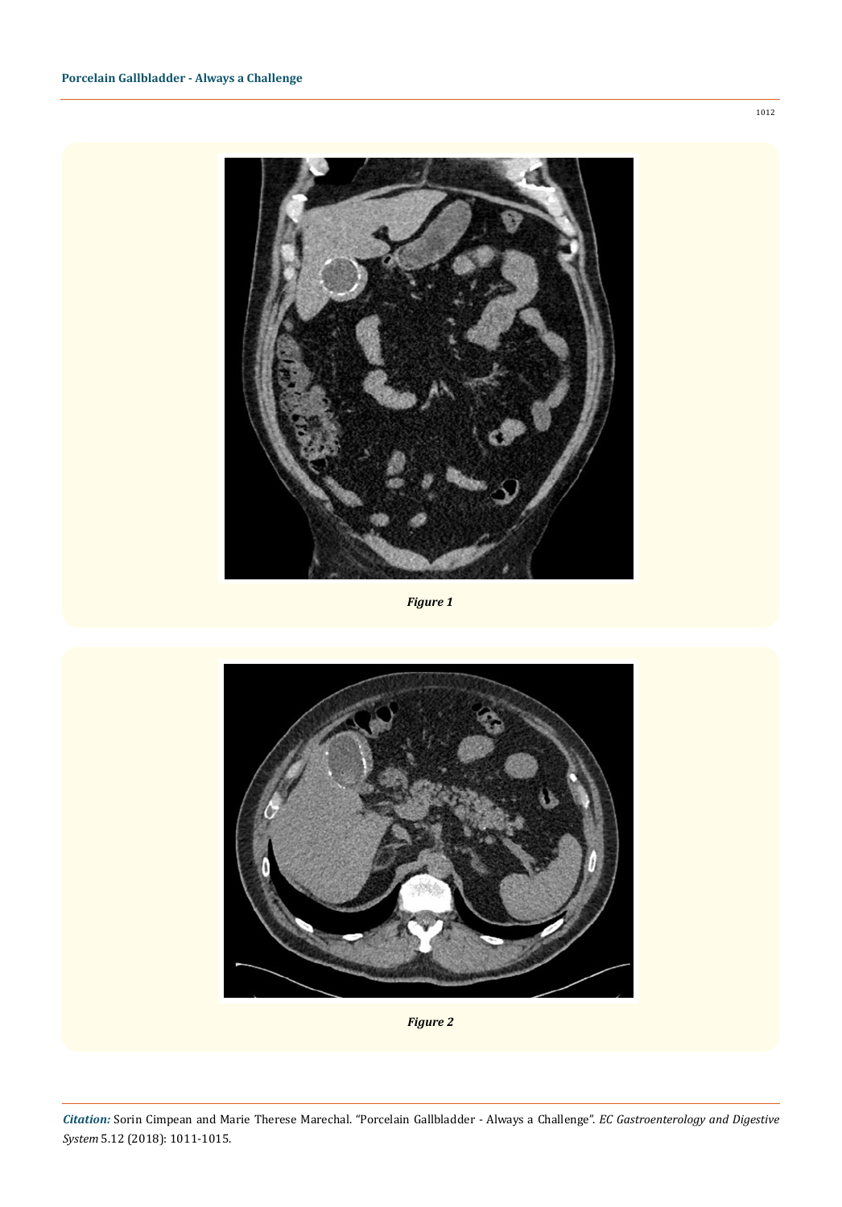*Figure 1*

*Figure 2*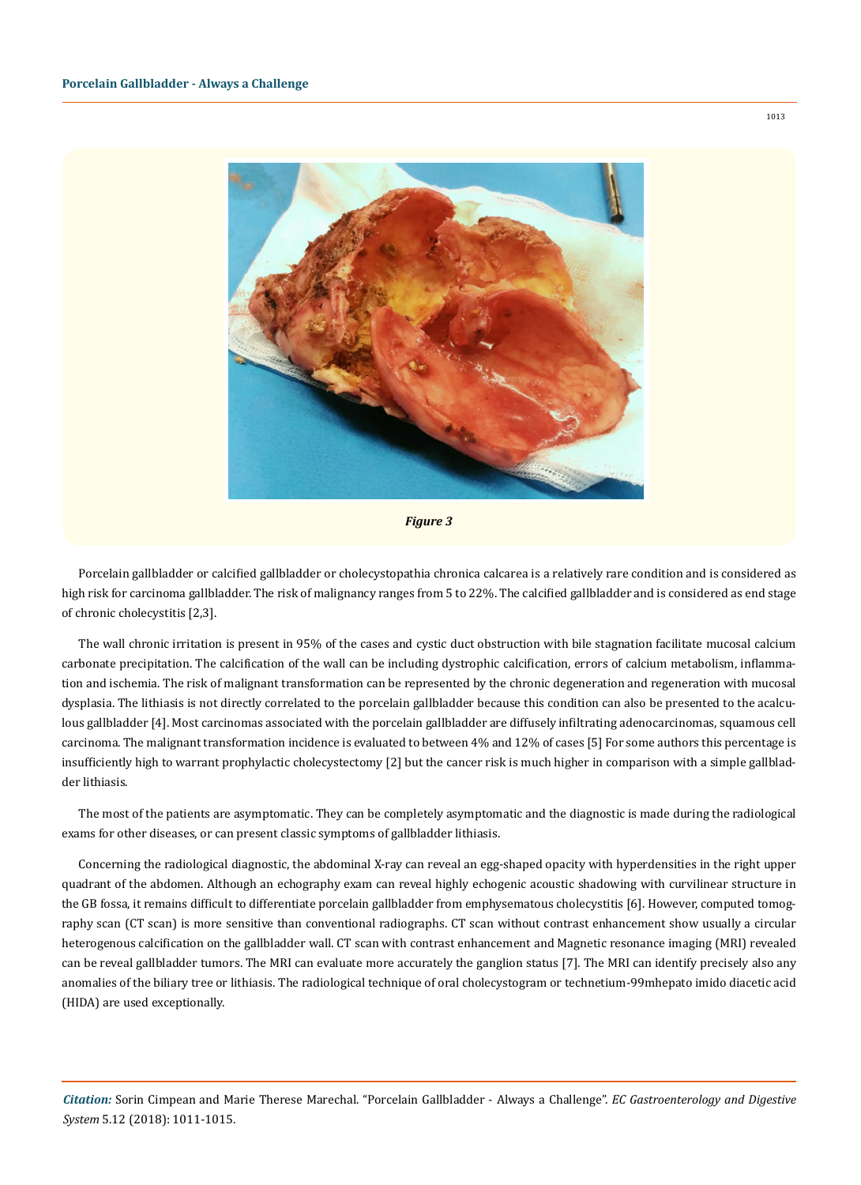*Figure 3*

Porcelain gallbladder or calcified gallbladder or cholecystopathia chronica calcarea is a relatively rare condition and is considered as high risk for carcinoma gallbladder. The risk of malignancy ranges from 5 to 22%. The calcified gallbladder and is considered as end stage of chronic cholecystitis [2,3].

The wall chronic irritation is present in 95% of the cases and cystic duct obstruction with bile stagnation facilitate mucosal calcium carbonate precipitation. The calcification of the wall can be including dystrophic calcification, errors of calcium metabolism, inflammation and ischemia. The risk of malignant transformation can be represented by the chronic degeneration and regeneration with mucosal dysplasia. The lithiasis is not directly correlated to the porcelain gallbladder because this condition can also be presented to the acalculous gallbladder [4]. Most carcinomas associated with the porcelain gallbladder are diffusely infiltrating adenocarcinomas, squamous cell carcinoma. The malignant transformation incidence is evaluated to between 4% and 12% of cases [5] For some authors this percentage is insufficiently high to warrant prophylactic cholecystectomy [2] but the cancer risk is much higher in comparison with a simple gallbladder lithiasis.

The most of the patients are asymptomatic. They can be completely asymptomatic and the diagnostic is made during the radiological exams for other diseases, or can present classic symptoms of gallbladder lithiasis.

Concerning the radiological diagnostic, the abdominal X-ray can reveal an egg-shaped opacity with hyperdensities in the right upper quadrant of the abdomen. Although an echography exam can reveal highly echogenic acoustic shadowing with curvilinear structure in the GB fossa, it remains difficult to differentiate porcelain gallbladder from emphysematous cholecystitis [6]. However, computed tomography scan (CT scan) is more sensitive than conventional radiographs. CT scan without contrast enhancement show usually a circular heterogenous calcification on the gallbladder wall. CT scan with contrast enhancement and Magnetic resonance imaging (MRI) revealed can be reveal gallbladder tumors. The MRI can evaluate more accurately the ganglion status [7]. The MRI can identify precisely also any anomalies of the biliary tree or lithiasis. The radiological technique of oral cholecystogram or technetium-99mhepato imido diacetic acid (HIDA) are used exceptionally.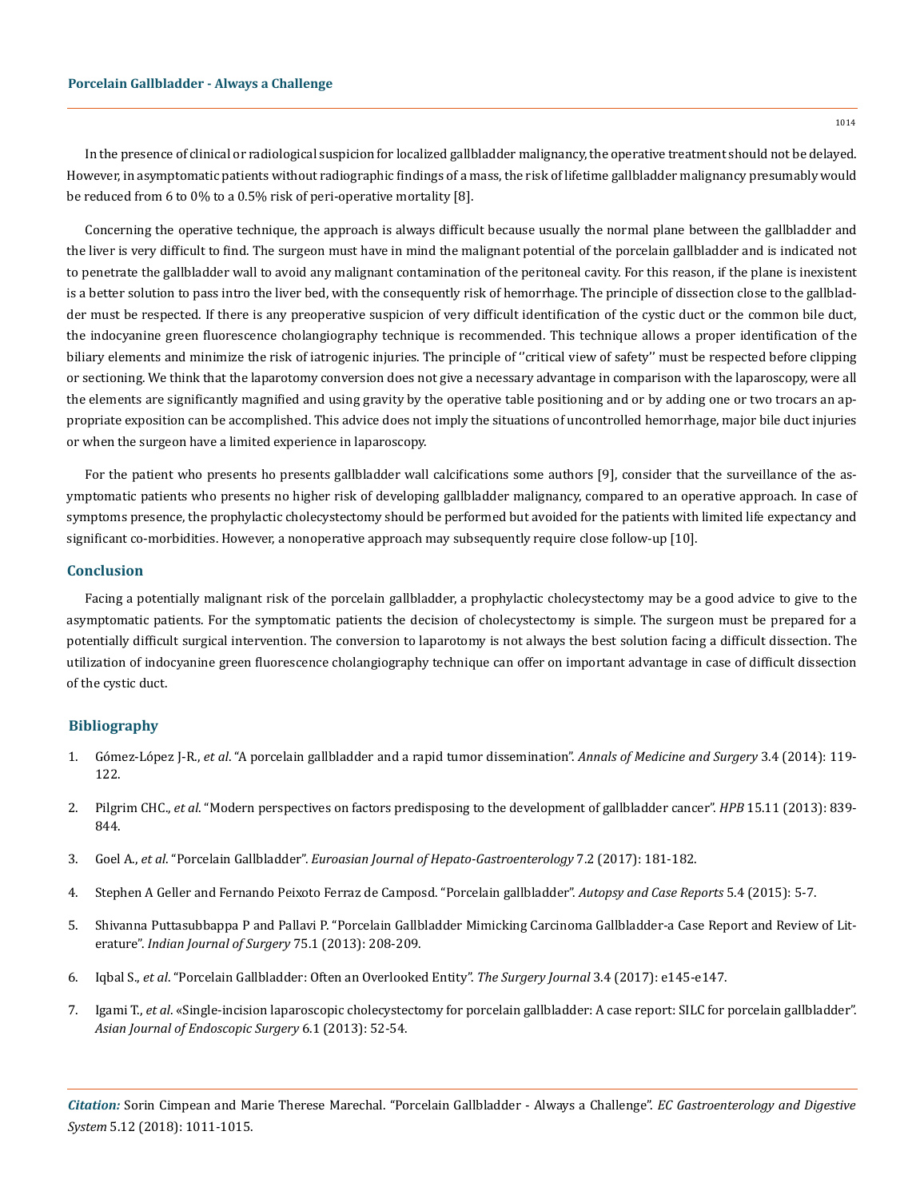In the presence of clinical or radiological suspicion for localized gallbladder malignancy, the operative treatment should not be delayed. However, in asymptomatic patients without radiographic findings of a mass, the risk of lifetime gallbladder malignancy presumably would be reduced from 6 to 0% to a 0.5% risk of peri-operative mortality [8].

Concerning the operative technique, the approach is always difficult because usually the normal plane between the gallbladder and the liver is very difficult to find. The surgeon must have in mind the malignant potential of the porcelain gallbladder and is indicated not to penetrate the gallbladder wall to avoid any malignant contamination of the peritoneal cavity. For this reason, if the plane is inexistent is a better solution to pass intro the liver bed, with the consequently risk of hemorrhage. The principle of dissection close to the gallbladder must be respected. If there is any preoperative suspicion of very difficult identification of the cystic duct or the common bile duct, the indocyanine green fluorescence cholangiography technique is recommended. This technique allows a proper identification of the biliary elements and minimize the risk of iatrogenic injuries. The principle of ''critical view of safety'' must be respected before clipping or sectioning. We think that the laparotomy conversion does not give a necessary advantage in comparison with the laparoscopy, were all the elements are significantly magnified and using gravity by the operative table positioning and or by adding one or two trocars an appropriate exposition can be accomplished. This advice does not imply the situations of uncontrolled hemorrhage, major bile duct injuries or when the surgeon have a limited experience in laparoscopy.

For the patient who presents ho presents gallbladder wall calcifications some authors [9], consider that the surveillance of the asymptomatic patients who presents no higher risk of developing gallbladder malignancy, compared to an operative approach. In case of symptoms presence, the prophylactic cholecystectomy should be performed but avoided for the patients with limited life expectancy and significant co-morbidities. However, a nonoperative approach may subsequently require close follow-up [10].

## Conclusion

Facing a potentially malignant risk of the porcelain gallbladder, a prophylactic cholecystectomy may be a good advice to give to the asymptomatic patients. For the symptomatic patients the decision of cholecystectomy is simple. The surgeon must be prepared for a potentially difficult surgical intervention. The conversion to laparotomy is not always the best solution facing a difficult dissection. The utilization of indocyanine green fluorescence cholangiography technique can offer on important advantage in case of difficult dissection of the cystic duct.

## Bibliography

1. Gómez-López J-R., *et al*. "A porcelain gallbladder and a rapid tumor dissemination". *Annals of Medicine and Surgery* 3.4 (2014): 119-122.
2. Pilgrim CHC., *et al*. "Modern perspectives on factors predisposing to the development of gallbladder cancer". *HPB* 15.11 (2013): 839-844.
3. Goel A., *et al*. "Porcelain Gallbladder". *Euroasian Journal of Hepato-Gastroenterology* 7.2 (2017): 181-182.
4. Stephen A Geller and Fernando Peixoto Ferraz de Camposd. "Porcelain gallbladder". *Autopsy and Case Reports* 5.4 (2015): 5-7.
5. Shivanna Puttasubbappa P and Pallavi P. "Porcelain Gallbladder Mimicking Carcinoma Gallbladder-a Case Report and Review of Literature". *Indian Journal of Surgery* 75.1 (2013): 208-209.
6. Iqbal S., *et al*. "Porcelain Gallbladder: Often an Overlooked Entity". *The Surgery Journal* 3.4 (2017): e145-e147.
7. Igami T., *et al*. «Single-incision laparoscopic cholecystectomy for porcelain gallbladder: A case report: SILC for porcelain gallbladder". *Asian Journal of Endoscopic Surgery* 6.1 (2013): 52-54.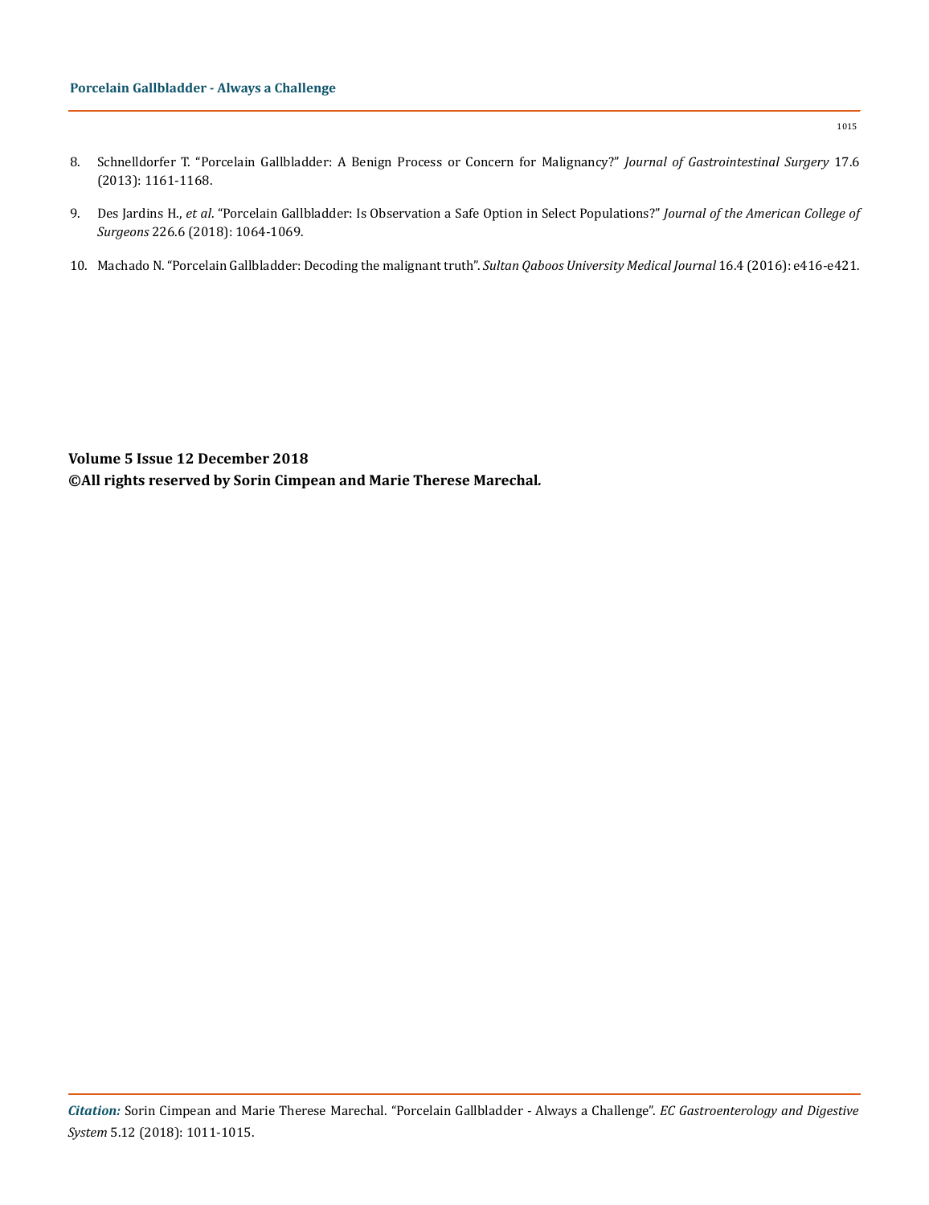8. Schnelldorfer T. "Porcelain Gallbladder: A Benign Process or Concern for Malignancy?" *Journal of Gastrointestinal Surgery* 17.6 (2013): 1161-1168.

9. Des Jardins H., *et al*. "Porcelain Gallbladder: Is Observation a Safe Option in Select Populations?" *Journal of the American College of Surgeons* 226.6 (2018): 1064-1069.

10. Machado N. "Porcelain Gallbladder: Decoding the malignant truth". *Sultan Qaboos University Medical Journal* 16.4 (2016): e416-e421.

**Volume 5 Issue 12 December 2018**
**©All rights reserved by Sorin Cimpean and Marie Therese Marechal.**